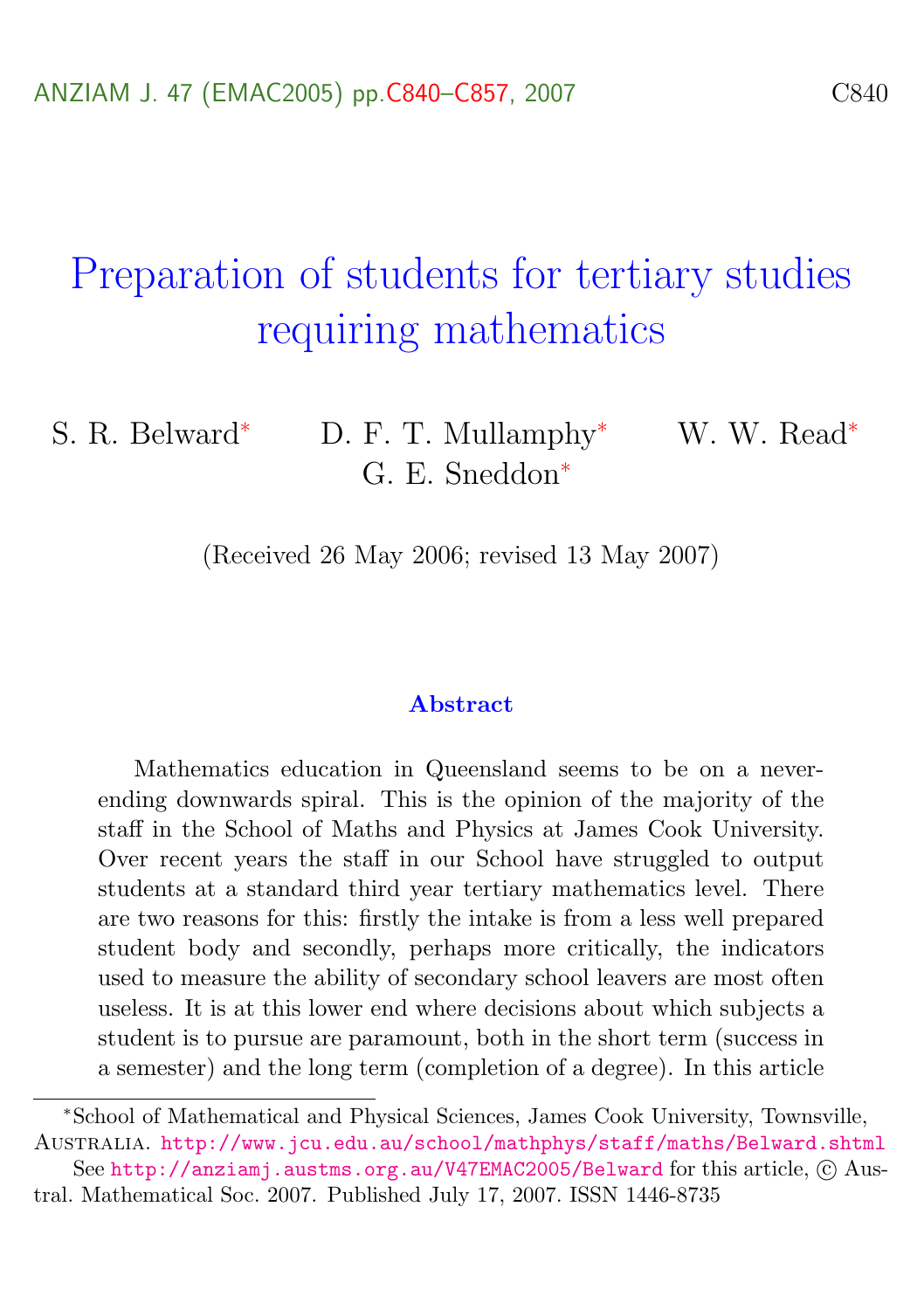# Preparation of students for tertiary studies requiring mathematics

S. R. Belward* D. F. T. Mullamphy* W. W. Read* G. E. Sneddon*

(Received 26 May 2006; revised 13 May 2007)

### Abstract

Mathematics education in Queensland seems to be on a never-ending downwards spiral. This is the opinion of the majority of the staff in the School of Maths and Physics at James Cook University. Over recent years the staff in our School have struggled to output students at a standard third year tertiary mathematics level. There are two reasons for this: firstly the intake is from a less well prepared student body and secondly, perhaps more critically, the indicators used to measure the ability of secondary school leavers are most often useless. It is at this lower end where decisions about which subjects a student is to pursue are paramount, both in the short term (success in a semester) and the long term (completion of a degree). In this article

*School of Mathematical and Physical Sciences, James Cook University, Townsville, Australia. http://www.jcu.edu.au/school/mathphys/staff/maths/Belward.shtml

See http://anziamj.austms.org.au/V47EMAC2005/Belward for this article, © Austral. Mathematical Soc. 2007. Published July 17, 2007. ISSN 1446-8735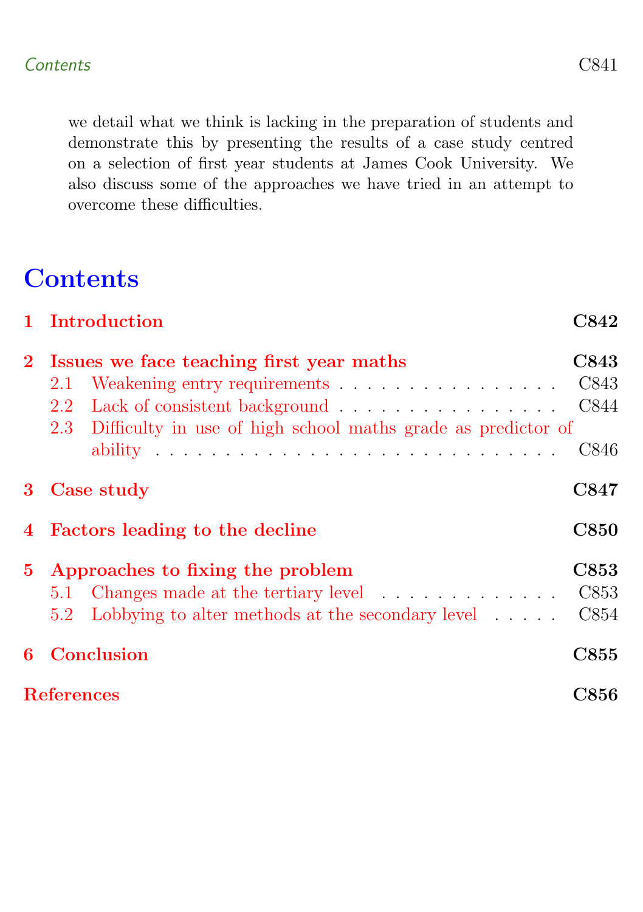we detail what we think is lacking in the preparation of students and demonstrate this by presenting the results of a case study centred on a selection of first year students at James Cook University. We also discuss some of the approaches we have tried in an attempt to overcome these difficulties.

# Contents

**1 Introduction** — **C842**

**2 Issues we face teaching first year maths** — **C843**
- 2.1 Weakening entry requirements . . . . . . . . . . . . . . . . . C843
- 2.2 Lack of consistent background . . . . . . . . . . . . . . . . . C844
- 2.3 Difficulty in use of high school maths grade as predictor of ability . . . . . . . . . . . . . . . . . . . . . . . . . . . C846

**3 Case study** — **C847**

**4 Factors leading to the decline** — **C850**

**5 Approaches to fixing the problem** — **C853**
- 5.1 Changes made at the tertiary level . . . . . . . . . . . . . C853
- 5.2 Lobbying to alter methods at the secondary level . . . . . C854

**6 Conclusion** — **C855**

**References** — **C856**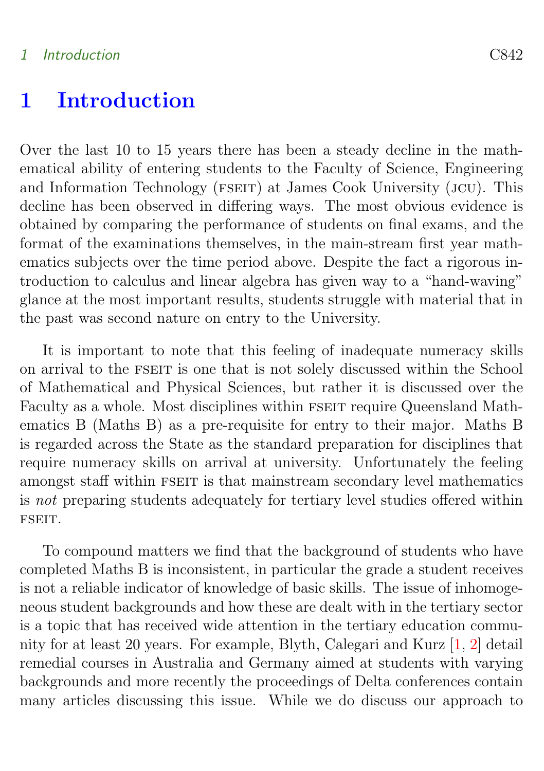# 1 Introduction

Over the last 10 to 15 years there has been a steady decline in the mathematical ability of entering students to the Faculty of Science, Engineering and Information Technology (FSEIT) at James Cook University (JCU). This decline has been observed in differing ways. The most obvious evidence is obtained by comparing the performance of students on final exams, and the format of the examinations themselves, in the main-stream first year mathematics subjects over the time period above. Despite the fact a rigorous introduction to calculus and linear algebra has given way to a "hand-waving" glance at the most important results, students struggle with material that in the past was second nature on entry to the University.

It is important to note that this feeling of inadequate numeracy skills on arrival to the FSEIT is one that is not solely discussed within the School of Mathematical and Physical Sciences, but rather it is discussed over the Faculty as a whole. Most disciplines within FSEIT require Queensland Mathematics B (Maths B) as a pre-requisite for entry to their major. Maths B is regarded across the State as the standard preparation for disciplines that require numeracy skills on arrival at university. Unfortunately the feeling amongst staff within FSEIT is that mainstream secondary level mathematics is *not* preparing students adequately for tertiary level studies offered within FSEIT.

To compound matters we find that the background of students who have completed Maths B is inconsistent, in particular the grade a student receives is not a reliable indicator of knowledge of basic skills. The issue of inhomogeneous student backgrounds and how these are dealt with in the tertiary sector is a topic that has received wide attention in the tertiary education community for at least 20 years. For example, Blyth, Calegari and Kurz [1, 2] detail remedial courses in Australia and Germany aimed at students with varying backgrounds and more recently the proceedings of Delta conferences contain many articles discussing this issue. While we do discuss our approach to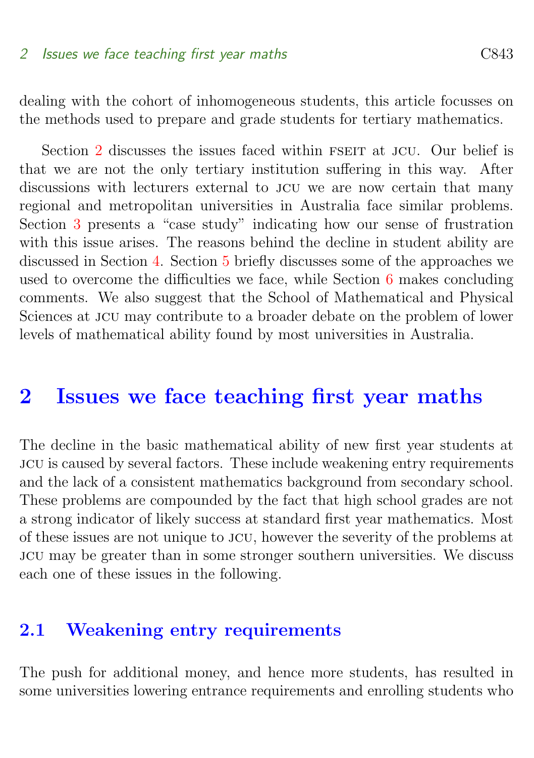dealing with the cohort of inhomogeneous students, this article focusses on the methods used to prepare and grade students for tertiary mathematics.

Section 2 discusses the issues faced within FSEIT at JCU. Our belief is that we are not the only tertiary institution suffering in this way. After discussions with lecturers external to JCU we are now certain that many regional and metropolitan universities in Australia face similar problems. Section 3 presents a "case study" indicating how our sense of frustration with this issue arises. The reasons behind the decline in student ability are discussed in Section 4. Section 5 briefly discusses some of the approaches we used to overcome the difficulties we face, while Section 6 makes concluding comments. We also suggest that the School of Mathematical and Physical Sciences at JCU may contribute to a broader debate on the problem of lower levels of mathematical ability found by most universities in Australia.

## 2 Issues we face teaching first year maths

The decline in the basic mathematical ability of new first year students at JCU is caused by several factors. These include weakening entry requirements and the lack of a consistent mathematics background from secondary school. These problems are compounded by the fact that high school grades are not a strong indicator of likely success at standard first year mathematics. Most of these issues are not unique to JCU, however the severity of the problems at JCU may be greater than in some stronger southern universities. We discuss each one of these issues in the following.

### 2.1 Weakening entry requirements

The push for additional money, and hence more students, has resulted in some universities lowering entrance requirements and enrolling students who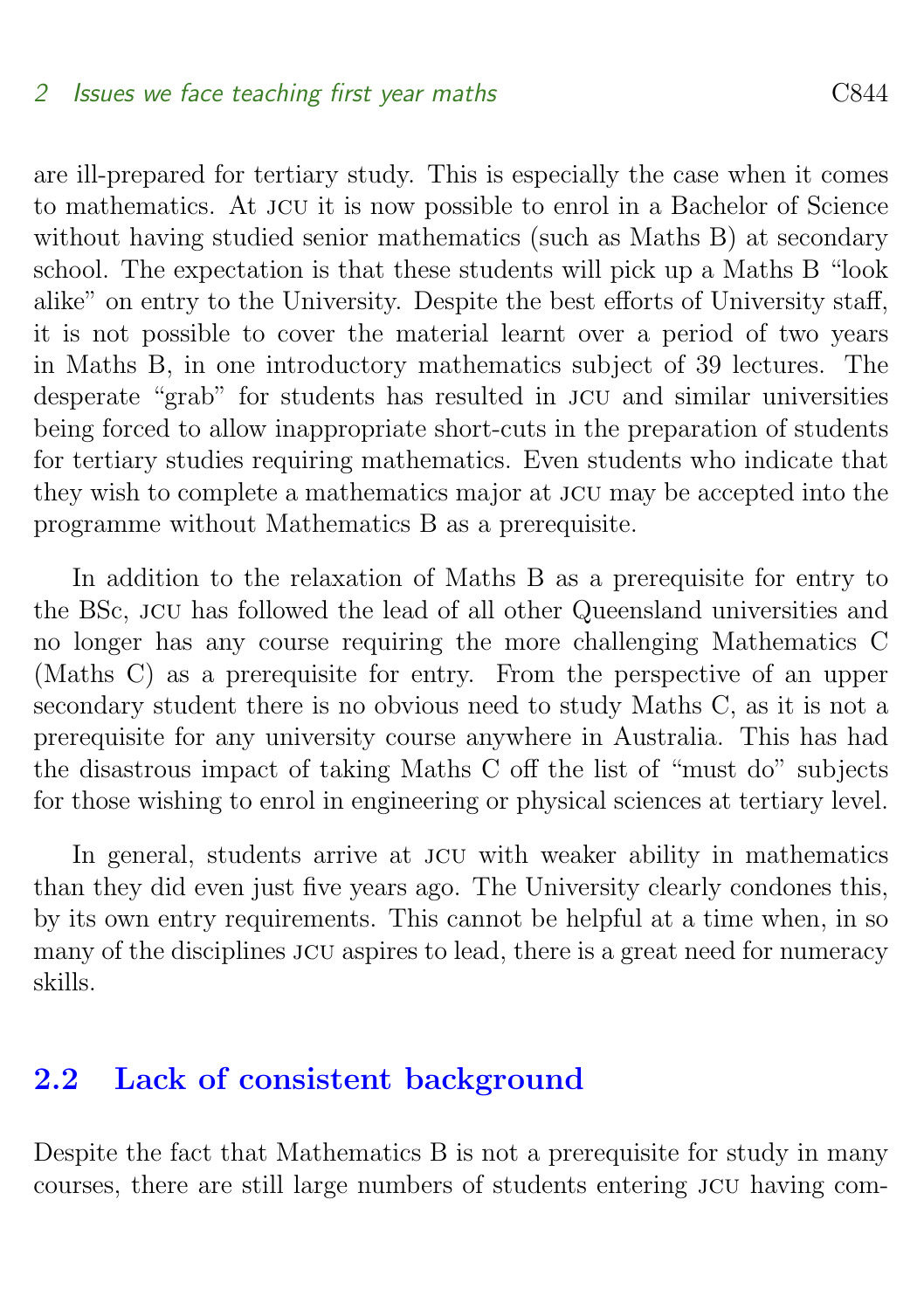are ill-prepared for tertiary study. This is especially the case when it comes to mathematics. At JCU it is now possible to enrol in a Bachelor of Science without having studied senior mathematics (such as Maths B) at secondary school. The expectation is that these students will pick up a Maths B "look alike" on entry to the University. Despite the best efforts of University staff, it is not possible to cover the material learnt over a period of two years in Maths B, in one introductory mathematics subject of 39 lectures. The desperate "grab" for students has resulted in JCU and similar universities being forced to allow inappropriate short-cuts in the preparation of students for tertiary studies requiring mathematics. Even students who indicate that they wish to complete a mathematics major at JCU may be accepted into the programme without Mathematics B as a prerequisite.

In addition to the relaxation of Maths B as a prerequisite for entry to the BSc, JCU has followed the lead of all other Queensland universities and no longer has any course requiring the more challenging Mathematics C (Maths C) as a prerequisite for entry. From the perspective of an upper secondary student there is no obvious need to study Maths C, as it is not a prerequisite for any university course anywhere in Australia. This has had the disastrous impact of taking Maths C off the list of "must do" subjects for those wishing to enrol in engineering or physical sciences at tertiary level.

In general, students arrive at JCU with weaker ability in mathematics than they did even just five years ago. The University clearly condones this, by its own entry requirements. This cannot be helpful at a time when, in so many of the disciplines JCU aspires to lead, there is a great need for numeracy skills.

## 2.2 Lack of consistent background

Despite the fact that Mathematics B is not a prerequisite for study in many courses, there are still large numbers of students entering JCU having com-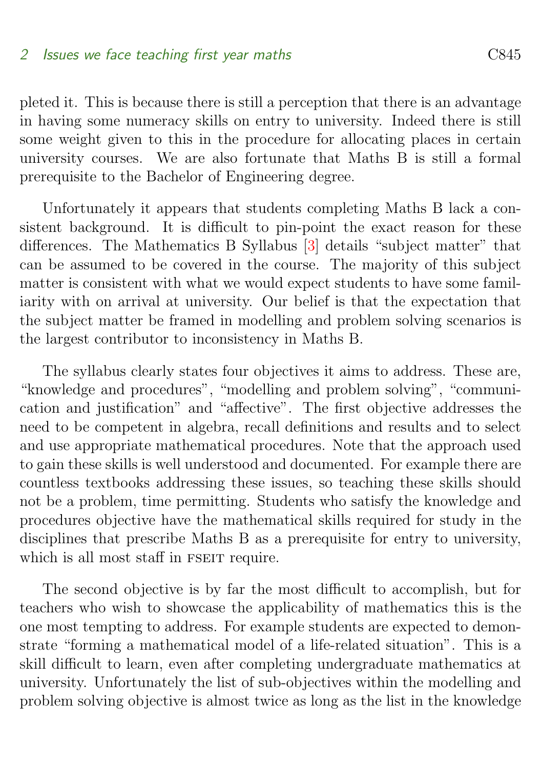pleted it. This is because there is still a perception that there is an advantage in having some numeracy skills on entry to university. Indeed there is still some weight given to this in the procedure for allocating places in certain university courses. We are also fortunate that Maths B is still a formal prerequisite to the Bachelor of Engineering degree.

Unfortunately it appears that students completing Maths B lack a consistent background. It is difficult to pin-point the exact reason for these differences. The Mathematics B Syllabus [3] details "subject matter" that can be assumed to be covered in the course. The majority of this subject matter is consistent with what we would expect students to have some familiarity with on arrival at university. Our belief is that the expectation that the subject matter be framed in modelling and problem solving scenarios is the largest contributor to inconsistency in Maths B.

The syllabus clearly states four objectives it aims to address. These are, "knowledge and procedures", "modelling and problem solving", "communication and justification" and "affective". The first objective addresses the need to be competent in algebra, recall definitions and results and to select and use appropriate mathematical procedures. Note that the approach used to gain these skills is well understood and documented. For example there are countless textbooks addressing these issues, so teaching these skills should not be a problem, time permitting. Students who satisfy the knowledge and procedures objective have the mathematical skills required for study in the disciplines that prescribe Maths B as a prerequisite for entry to university, which is all most staff in FSEIT require.

The second objective is by far the most difficult to accomplish, but for teachers who wish to showcase the applicability of mathematics this is the one most tempting to address. For example students are expected to demonstrate "forming a mathematical model of a life-related situation". This is a skill difficult to learn, even after completing undergraduate mathematics at university. Unfortunately the list of sub-objectives within the modelling and problem solving objective is almost twice as long as the list in the knowledge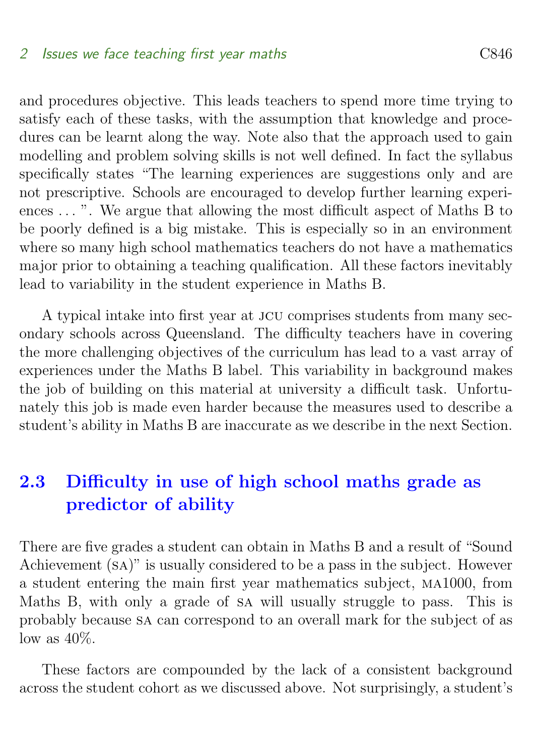and procedures objective. This leads teachers to spend more time trying to satisfy each of these tasks, with the assumption that knowledge and procedures can be learnt along the way. Note also that the approach used to gain modelling and problem solving skills is not well defined. In fact the syllabus specifically states "The learning experiences are suggestions only and are not prescriptive. Schools are encouraged to develop further learning experiences ... ". We argue that allowing the most difficult aspect of Maths B to be poorly defined is a big mistake. This is especially so in an environment where so many high school mathematics teachers do not have a mathematics major prior to obtaining a teaching qualification. All these factors inevitably lead to variability in the student experience in Maths B.

A typical intake into first year at JCU comprises students from many secondary schools across Queensland. The difficulty teachers have in covering the more challenging objectives of the curriculum has lead to a vast array of experiences under the Maths B label. This variability in background makes the job of building on this material at university a difficult task. Unfortunately this job is made even harder because the measures used to describe a student's ability in Maths B are inaccurate as we describe in the next Section.

### 2.3 Difficulty in use of high school maths grade as predictor of ability

There are five grades a student can obtain in Maths B and a result of "Sound Achievement (SA)" is usually considered to be a pass in the subject. However a student entering the main first year mathematics subject, MA1000, from Maths B, with only a grade of SA will usually struggle to pass. This is probably because SA can correspond to an overall mark for the subject of as low as 40%.

These factors are compounded by the lack of a consistent background across the student cohort as we discussed above. Not surprisingly, a student's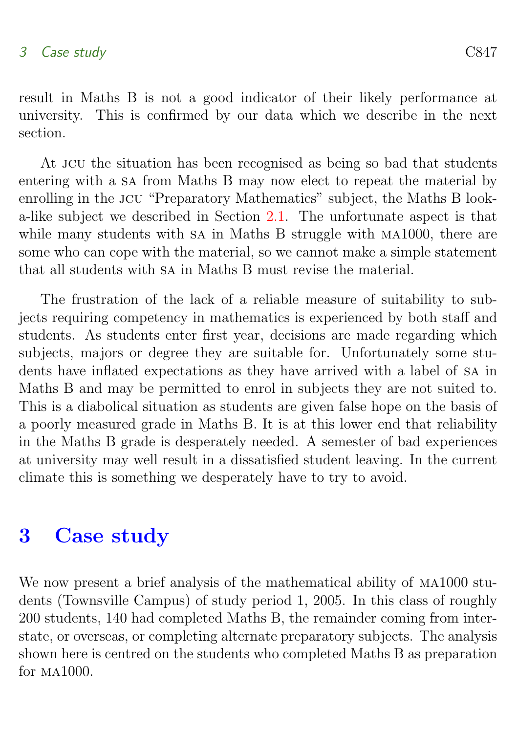result in Maths B is not a good indicator of their likely performance at university. This is confirmed by our data which we describe in the next section.

At JCU the situation has been recognised as being so bad that students entering with a SA from Maths B may now elect to repeat the material by enrolling in the JCU "Preparatory Mathematics" subject, the Maths B look-a-like subject we described in Section 2.1. The unfortunate aspect is that while many students with SA in Maths B struggle with MA1000, there are some who can cope with the material, so we cannot make a simple statement that all students with SA in Maths B must revise the material.

The frustration of the lack of a reliable measure of suitability to subjects requiring competency in mathematics is experienced by both staff and students. As students enter first year, decisions are made regarding which subjects, majors or degree they are suitable for. Unfortunately some students have inflated expectations as they have arrived with a label of SA in Maths B and may be permitted to enrol in subjects they are not suited to. This is a diabolical situation as students are given false hope on the basis of a poorly measured grade in Maths B. It is at this lower end that reliability in the Maths B grade is desperately needed. A semester of bad experiences at university may well result in a dissatisfied student leaving. In the current climate this is something we desperately have to try to avoid.

## 3 Case study

We now present a brief analysis of the mathematical ability of MA1000 students (Townsville Campus) of study period 1, 2005. In this class of roughly 200 students, 140 had completed Maths B, the remainder coming from interstate, or overseas, or completing alternate preparatory subjects. The analysis shown here is centred on the students who completed Maths B as preparation for MA1000.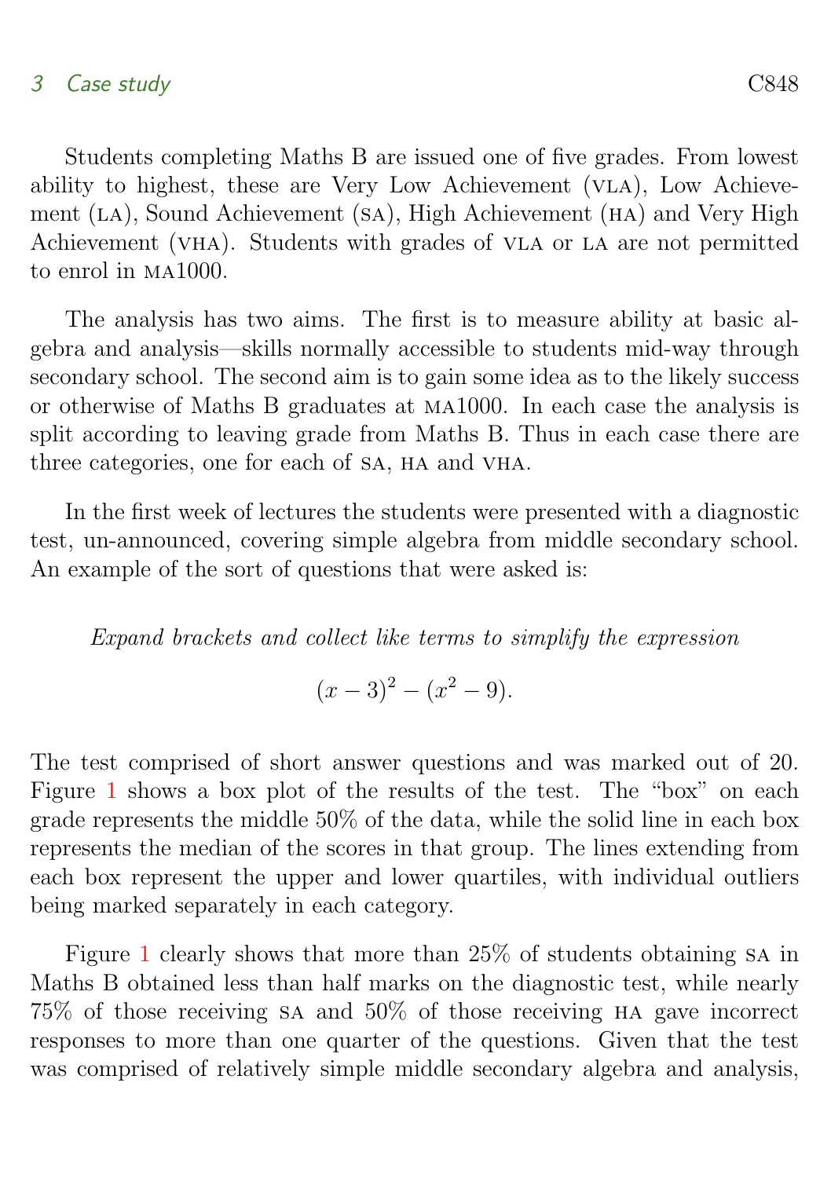Students completing Maths B are issued one of five grades. From lowest ability to highest, these are Very Low Achievement (VLA), Low Achievement (LA), Sound Achievement (SA), High Achievement (HA) and Very High Achievement (VHA). Students with grades of VLA or LA are not permitted to enrol in MA1000.

The analysis has two aims. The first is to measure ability at basic algebra and analysis—skills normally accessible to students mid-way through secondary school. The second aim is to gain some idea as to the likely success or otherwise of Maths B graduates at MA1000. In each case the analysis is split according to leaving grade from Maths B. Thus in each case there are three categories, one for each of SA, HA and VHA.

In the first week of lectures the students were presented with a diagnostic test, un-announced, covering simple algebra from middle secondary school. An example of the sort of questions that were asked is:

*Expand brackets and collect like terms to simplify the expression*

$$(x-3)^2 - (x^2 - 9).$$

The test comprised of short answer questions and was marked out of 20. Figure 1 shows a box plot of the results of the test. The "box" on each grade represents the middle 50% of the data, while the solid line in each box represents the median of the scores in that group. The lines extending from each box represent the upper and lower quartiles, with individual outliers being marked separately in each category.

Figure 1 clearly shows that more than 25% of students obtaining SA in Maths B obtained less than half marks on the diagnostic test, while nearly 75% of those receiving SA and 50% of those receiving HA gave incorrect responses to more than one quarter of the questions. Given that the test was comprised of relatively simple middle secondary algebra and analysis,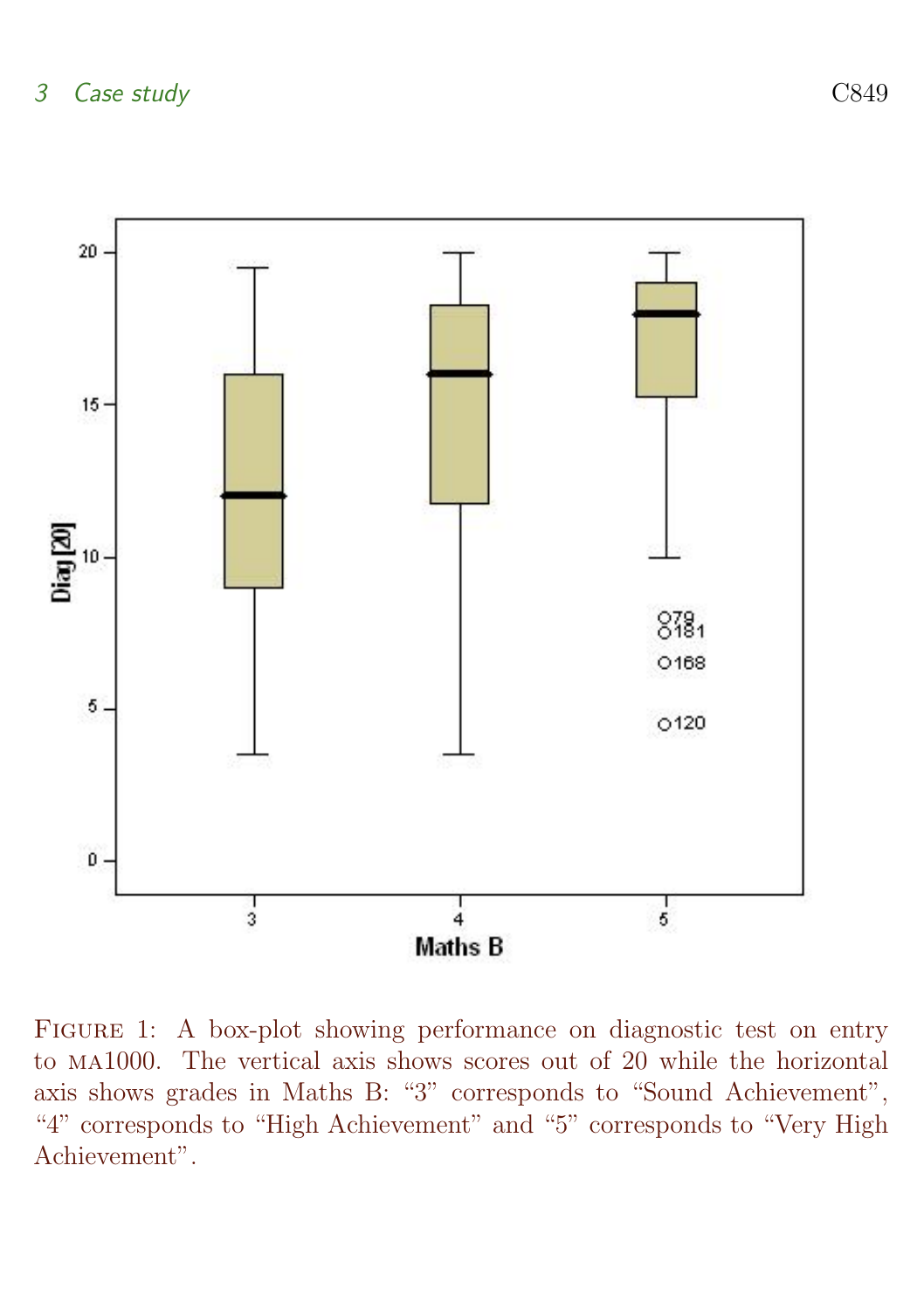FIGURE 1: A box-plot showing performance on diagnostic test on entry to MA1000. The vertical axis shows scores out of 20 while the horizontal axis shows grades in Maths B: “3” corresponds to “Sound Achievement”, “4” corresponds to “High Achievement” and “5” corresponds to “Very High Achievement”.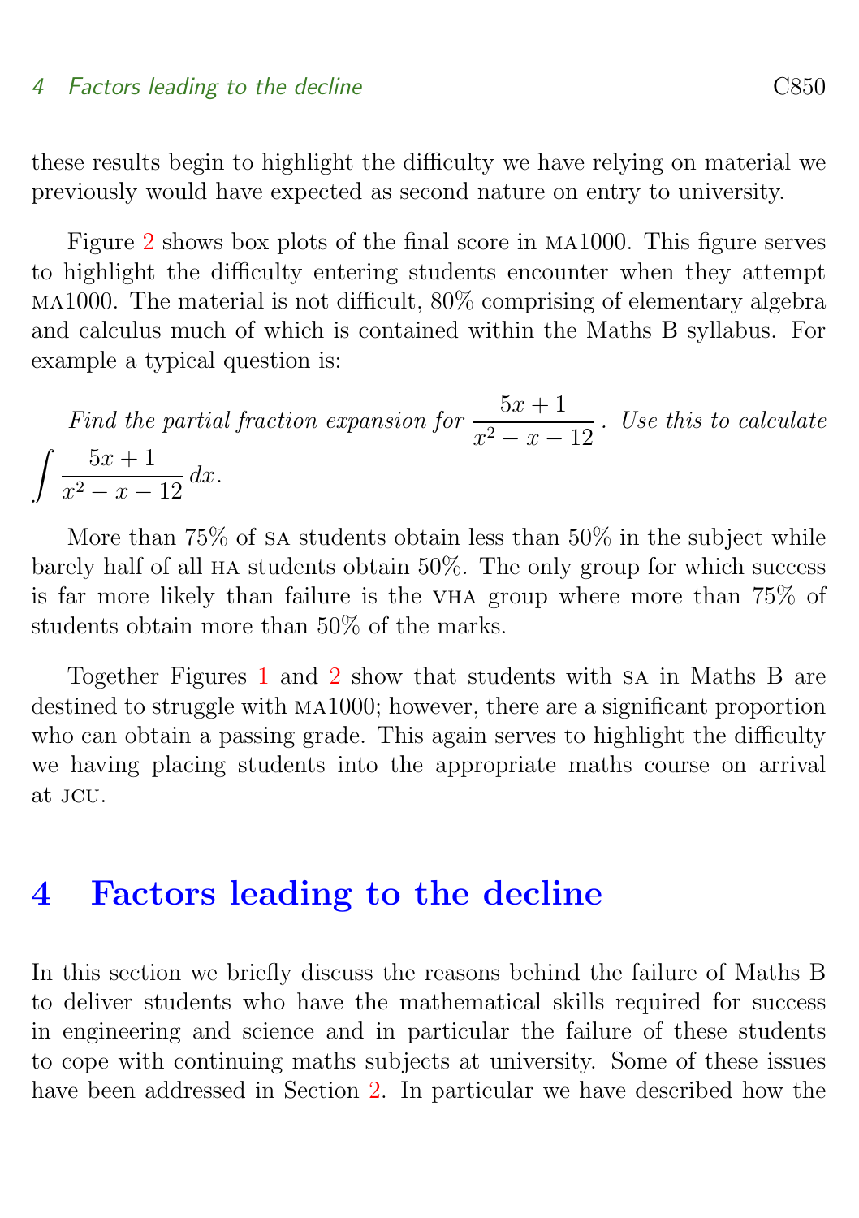these results begin to highlight the difficulty we have relying on material we previously would have expected as second nature on entry to university.

Figure 2 shows box plots of the final score in MA1000. This figure serves to highlight the difficulty entering students encounter when they attempt MA1000. The material is not difficult, 80% comprising of elementary algebra and calculus much of which is contained within the Maths B syllabus. For example a typical question is:

*Find the partial fraction expansion for* $\dfrac{5x+1}{x^2-x-12}$ *. Use this to calculate* $\displaystyle\int \frac{5x+1}{x^2-x-12}\,dx$*.*

More than 75% of SA students obtain less than 50% in the subject while barely half of all HA students obtain 50%. The only group for which success is far more likely than failure is the VHA group where more than 75% of students obtain more than 50% of the marks.

Together Figures 1 and 2 show that students with SA in Maths B are destined to struggle with MA1000; however, there are a significant proportion who can obtain a passing grade. This again serves to highlight the difficulty we having placing students into the appropriate maths course on arrival at JCU.

# 4 Factors leading to the decline

In this section we briefly discuss the reasons behind the failure of Maths B to deliver students who have the mathematical skills required for success in engineering and science and in particular the failure of these students to cope with continuing maths subjects at university. Some of these issues have been addressed in Section 2. In particular we have described how the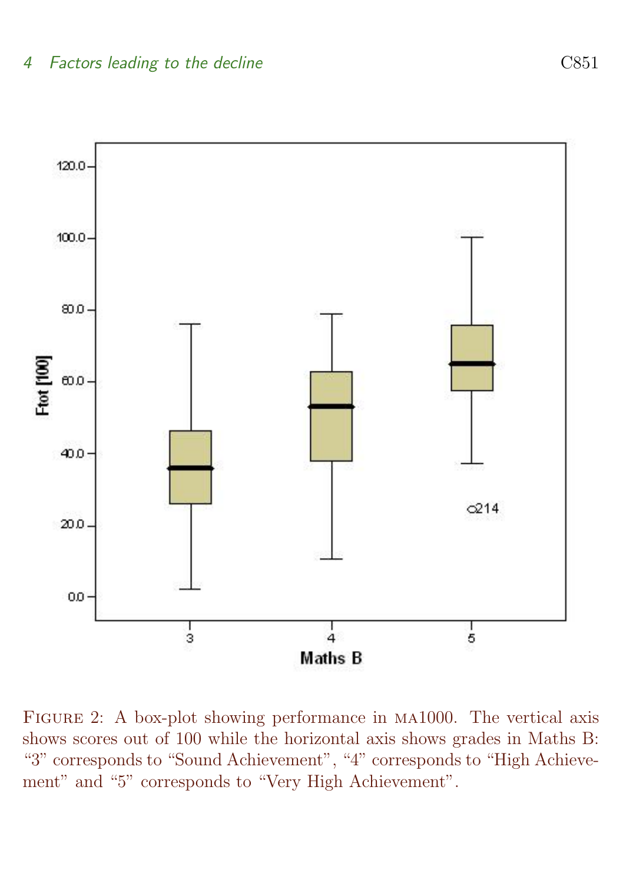Figure 2: A box-plot showing performance in MA1000. The vertical axis shows scores out of 100 while the horizontal axis shows grades in Maths B: "3" corresponds to "Sound Achievement", "4" corresponds to "High Achievement" and "5" corresponds to "Very High Achievement".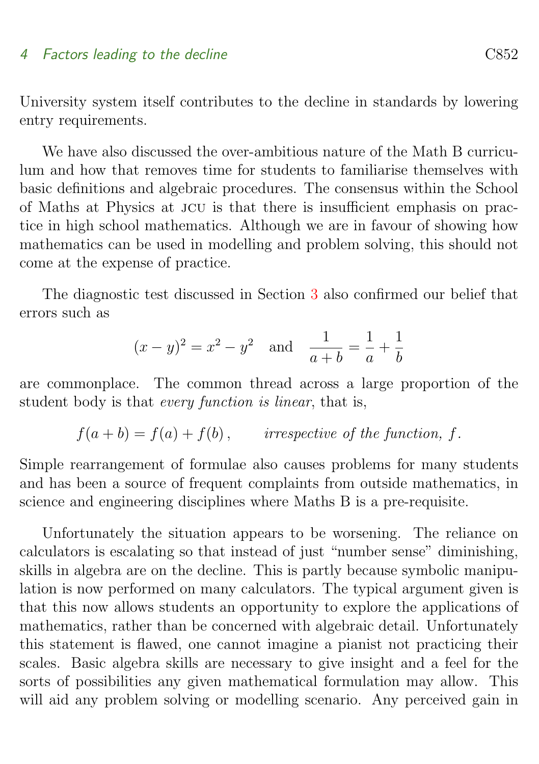University system itself contributes to the decline in standards by lowering entry requirements.

We have also discussed the over-ambitious nature of the Math B curriculum and how that removes time for students to familiarise themselves with basic definitions and algebraic procedures. The consensus within the School of Maths at Physics at JCU is that there is insufficient emphasis on practice in high school mathematics. Although we are in favour of showing how mathematics can be used in modelling and problem solving, this should not come at the expense of practice.

The diagnostic test discussed in Section 3 also confirmed our belief that errors such as

$$(x-y)^2 = x^2 - y^2 \quad \text{and} \quad \frac{1}{a+b} = \frac{1}{a} + \frac{1}{b}$$

are commonplace. The common thread across a large proportion of the student body is that *every function is linear*, that is,

$$f(a+b) = f(a) + f(b)\,, \qquad \textit{irrespective of the function, } f.$$

Simple rearrangement of formulae also causes problems for many students and has been a source of frequent complaints from outside mathematics, in science and engineering disciplines where Maths B is a pre-requisite.

Unfortunately the situation appears to be worsening. The reliance on calculators is escalating so that instead of just "number sense" diminishing, skills in algebra are on the decline. This is partly because symbolic manipulation is now performed on many calculators. The typical argument given is that this now allows students an opportunity to explore the applications of mathematics, rather than be concerned with algebraic detail. Unfortunately this statement is flawed, one cannot imagine a pianist not practicing their scales. Basic algebra skills are necessary to give insight and a feel for the sorts of possibilities any given mathematical formulation may allow. This will aid any problem solving or modelling scenario. Any perceived gain in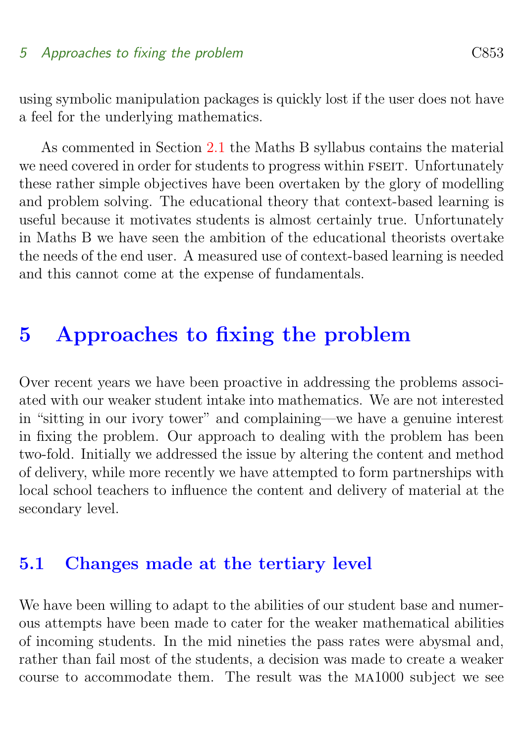using symbolic manipulation packages is quickly lost if the user does not have a feel for the underlying mathematics.

As commented in Section 2.1 the Maths B syllabus contains the material we need covered in order for students to progress within FSEIT. Unfortunately these rather simple objectives have been overtaken by the glory of modelling and problem solving. The educational theory that context-based learning is useful because it motivates students is almost certainly true. Unfortunately in Maths B we have seen the ambition of the educational theorists overtake the needs of the end user. A measured use of context-based learning is needed and this cannot come at the expense of fundamentals.

# 5 Approaches to fixing the problem

Over recent years we have been proactive in addressing the problems associated with our weaker student intake into mathematics. We are not interested in "sitting in our ivory tower" and complaining—we have a genuine interest in fixing the problem. Our approach to dealing with the problem has been two-fold. Initially we addressed the issue by altering the content and method of delivery, while more recently we have attempted to form partnerships with local school teachers to influence the content and delivery of material at the secondary level.

## 5.1 Changes made at the tertiary level

We have been willing to adapt to the abilities of our student base and numerous attempts have been made to cater for the weaker mathematical abilities of incoming students. In the mid nineties the pass rates were abysmal and, rather than fail most of the students, a decision was made to create a weaker course to accommodate them. The result was the MA1000 subject we see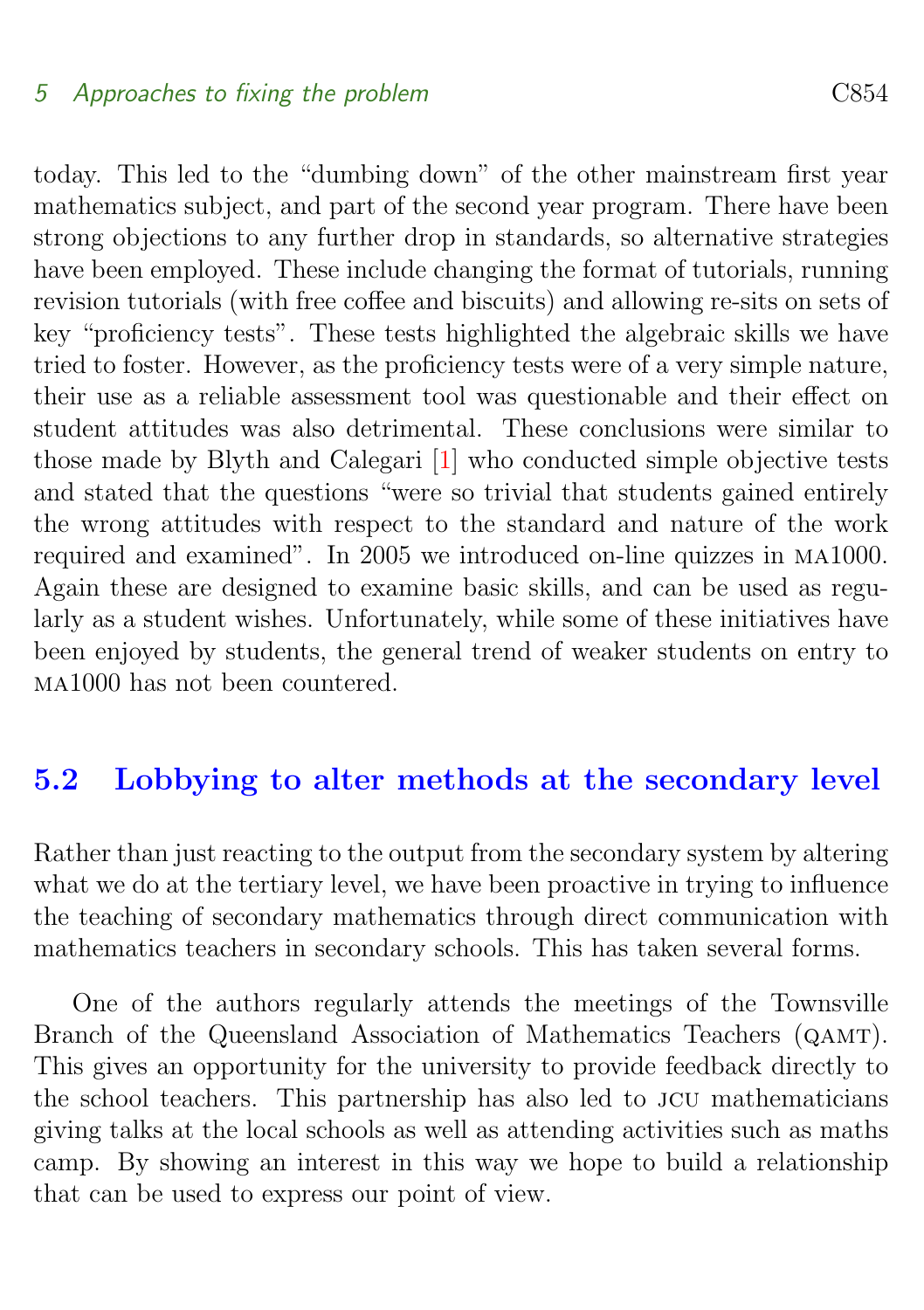today. This led to the "dumbing down" of the other mainstream first year mathematics subject, and part of the second year program. There have been strong objections to any further drop in standards, so alternative strategies have been employed. These include changing the format of tutorials, running revision tutorials (with free coffee and biscuits) and allowing re-sits on sets of key "proficiency tests". These tests highlighted the algebraic skills we have tried to foster. However, as the proficiency tests were of a very simple nature, their use as a reliable assessment tool was questionable and their effect on student attitudes was also detrimental. These conclusions were similar to those made by Blyth and Calegari [1] who conducted simple objective tests and stated that the questions "were so trivial that students gained entirely the wrong attitudes with respect to the standard and nature of the work required and examined". In 2005 we introduced on-line quizzes in MA1000. Again these are designed to examine basic skills, and can be used as regularly as a student wishes. Unfortunately, while some of these initiatives have been enjoyed by students, the general trend of weaker students on entry to MA1000 has not been countered.

## 5.2 Lobbying to alter methods at the secondary level

Rather than just reacting to the output from the secondary system by altering what we do at the tertiary level, we have been proactive in trying to influence the teaching of secondary mathematics through direct communication with mathematics teachers in secondary schools. This has taken several forms.

One of the authors regularly attends the meetings of the Townsville Branch of the Queensland Association of Mathematics Teachers (QAMT). This gives an opportunity for the university to provide feedback directly to the school teachers. This partnership has also led to JCU mathematicians giving talks at the local schools as well as attending activities such as maths camp. By showing an interest in this way we hope to build a relationship that can be used to express our point of view.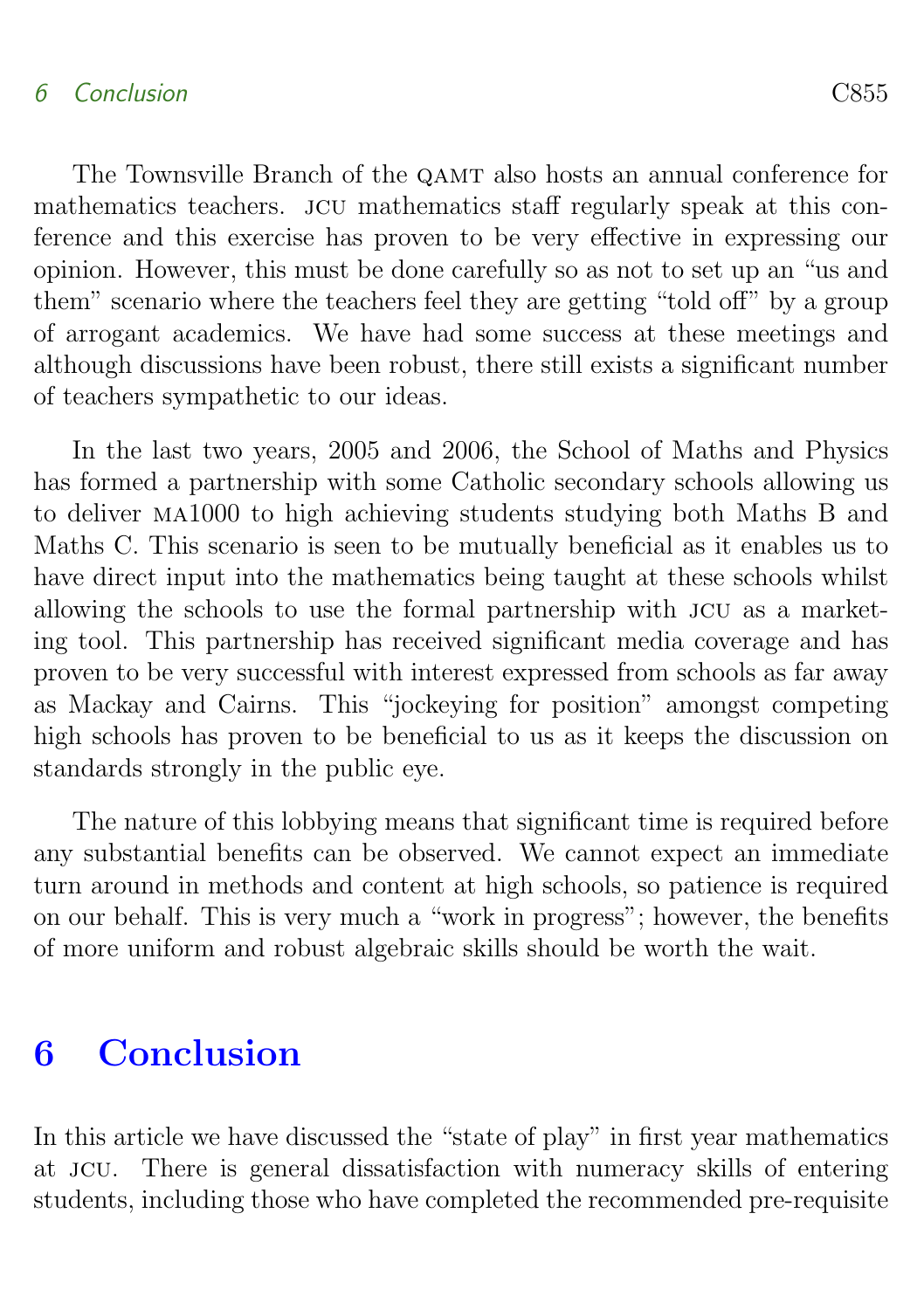The Townsville Branch of the QAMT also hosts an annual conference for mathematics teachers. JCU mathematics staff regularly speak at this conference and this exercise has proven to be very effective in expressing our opinion. However, this must be done carefully so as not to set up an "us and them" scenario where the teachers feel they are getting "told off" by a group of arrogant academics. We have had some success at these meetings and although discussions have been robust, there still exists a significant number of teachers sympathetic to our ideas.

In the last two years, 2005 and 2006, the School of Maths and Physics has formed a partnership with some Catholic secondary schools allowing us to deliver MA1000 to high achieving students studying both Maths B and Maths C. This scenario is seen to be mutually beneficial as it enables us to have direct input into the mathematics being taught at these schools whilst allowing the schools to use the formal partnership with JCU as a marketing tool. This partnership has received significant media coverage and has proven to be very successful with interest expressed from schools as far away as Mackay and Cairns. This "jockeying for position" amongst competing high schools has proven to be beneficial to us as it keeps the discussion on standards strongly in the public eye.

The nature of this lobbying means that significant time is required before any substantial benefits can be observed. We cannot expect an immediate turn around in methods and content at high schools, so patience is required on our behalf. This is very much a "work in progress"; however, the benefits of more uniform and robust algebraic skills should be worth the wait.

## 6 Conclusion

In this article we have discussed the "state of play" in first year mathematics at JCU. There is general dissatisfaction with numeracy skills of entering students, including those who have completed the recommended pre-requisite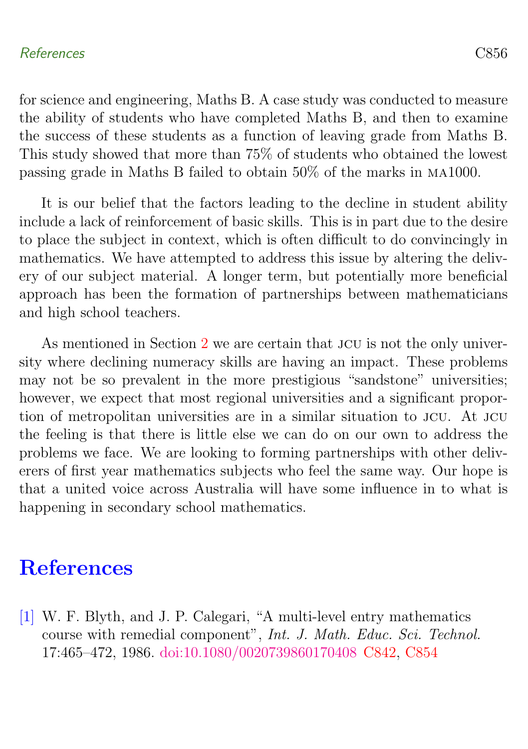for science and engineering, Maths B. A case study was conducted to measure the ability of students who have completed Maths B, and then to examine the success of these students as a function of leaving grade from Maths B. This study showed that more than 75% of students who obtained the lowest passing grade in Maths B failed to obtain 50% of the marks in MA1000.

It is our belief that the factors leading to the decline in student ability include a lack of reinforcement of basic skills. This is in part due to the desire to place the subject in context, which is often difficult to do convincingly in mathematics. We have attempted to address this issue by altering the delivery of our subject material. A longer term, but potentially more beneficial approach has been the formation of partnerships between mathematicians and high school teachers.

As mentioned in Section 2 we are certain that JCU is not the only university where declining numeracy skills are having an impact. These problems may not be so prevalent in the more prestigious "sandstone" universities; however, we expect that most regional universities and a significant proportion of metropolitan universities are in a similar situation to JCU. At JCU the feeling is that there is little else we can do on our own to address the problems we face. We are looking to forming partnerships with other deliverers of first year mathematics subjects who feel the same way. Our hope is that a united voice across Australia will have some influence in to what is happening in secondary school mathematics.

# References

[1] W. F. Blyth, and J. P. Calegari, "A multi-level entry mathematics course with remedial component", *Int. J. Math. Educ. Sci. Technol.* 17:465–472, 1986. doi:10.1080/0020739860170408 C842, C854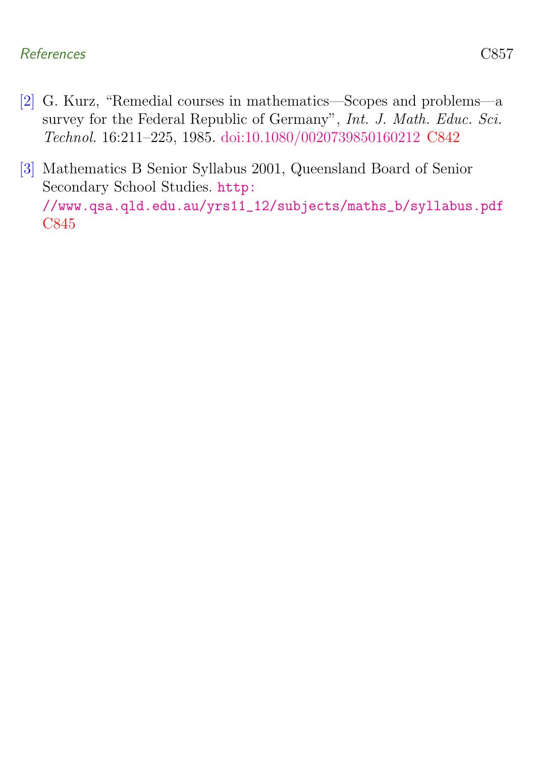[2] G. Kurz, "Remedial courses in mathematics—Scopes and problems—a survey for the Federal Republic of Germany", *Int. J. Math. Educ. Sci. Technol.* 16:211–225, 1985. doi:10.1080/0020739850160212 C842

[3] Mathematics B Senior Syllabus 2001, Queensland Board of Senior Secondary School Studies. http://www.qsa.qld.edu.au/yrs11_12/subjects/maths_b/syllabus.pdf C845